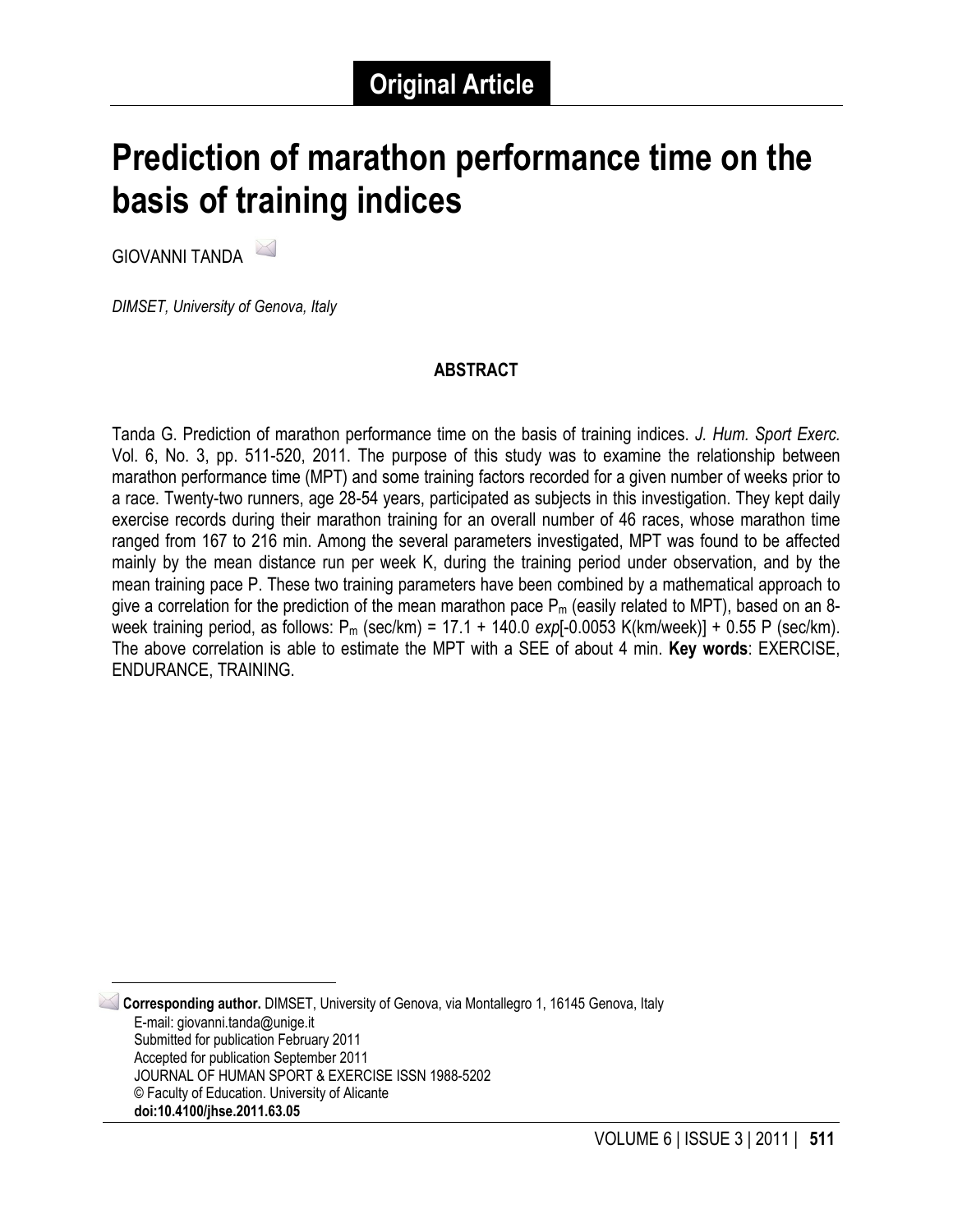**Original Article**

# Prediction of marathon performance time on the basis of training indices

GIOVANNI TANDA

*DIMSET, University of Genova, Italy*

## ABSTRACT

Tanda G. Prediction of marathon performance time on the basis of training indices. *J. Hum. Sport Exerc.* Vol. 6, No. 3, pp. 511-520, 2011. The purpose of this study was to examine the relationship between marathon performance time (MPT) and some training factors recorded for a given number of weeks prior to a race. Twenty-two runners, age 28-54 years, participated as subjects in this investigation. They kept daily exercise records during their marathon training for an overall number of 46 races, whose marathon time ranged from 167 to 216 min. Among the several parameters investigated, MPT was found to be affected mainly by the mean distance run per week K, during the training period under observation, and by the mean training pace P. These two training parameters have been combined by a mathematical approach to give a correlation for the prediction of the mean marathon pace $P_m$ (easily related to MPT), based on an 8-week training period, as follows: $P_m$ (sec/km) = 17.1 + 140.0 *exp*[-0.0053 K(km/week)] + 0.55 P (sec/km). The above correlation is able to estimate the MPT with a SEE of about 4 min. **Key words**: EXERCISE, ENDURANCE, TRAINING.

---

**Corresponding author.** DIMSET, University of Genova, via Montallegro 1, 16145 Genova, Italy
E-mail: giovanni.tanda@unige.it
Submitted for publication February 2011
Accepted for publication September 2011
JOURNAL OF HUMAN SPORT & EXERCISE ISSN 1988-5202
© Faculty of Education. University of Alicante
**doi:10.4100/jhse.2011.63.05**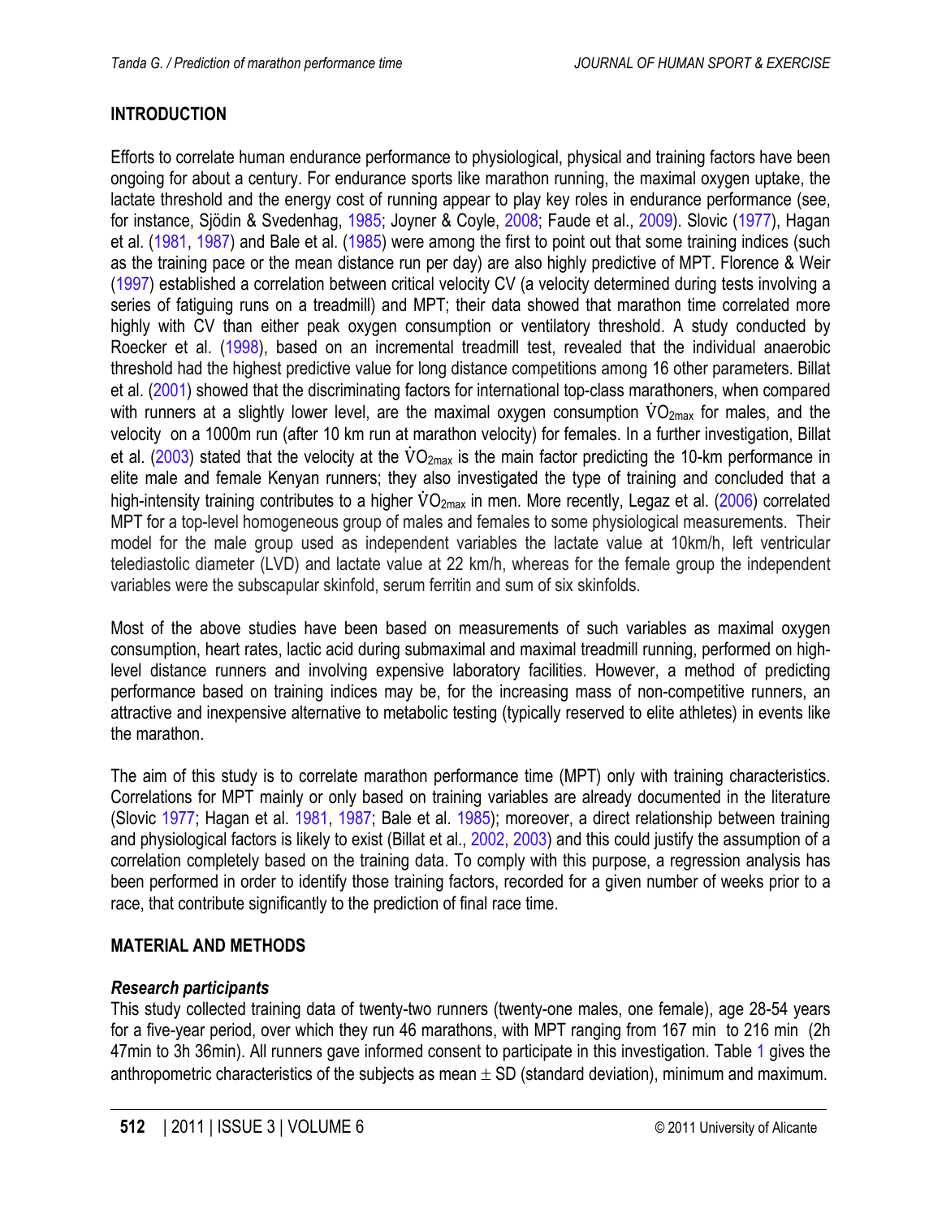## INTRODUCTION

Efforts to correlate human endurance performance to physiological, physical and training factors have been ongoing for about a century. For endurance sports like marathon running, the maximal oxygen uptake, the lactate threshold and the energy cost of running appear to play key roles in endurance performance (see, for instance, Sjödin & Svedenhag, 1985; Joyner & Coyle, 2008; Faude et al., 2009). Slovic (1977), Hagan et al. (1981, 1987) and Bale et al. (1985) were among the first to point out that some training indices (such as the training pace or the mean distance run per day) are also highly predictive of MPT. Florence & Weir (1997) established a correlation between critical velocity CV (a velocity determined during tests involving a series of fatiguing runs on a treadmill) and MPT; their data showed that marathon time correlated more highly with CV than either peak oxygen consumption or ventilatory threshold. A study conducted by Roecker et al. (1998), based on an incremental treadmill test, revealed that the individual anaerobic threshold had the highest predictive value for long distance competitions among 16 other parameters. Billat et al. (2001) showed that the discriminating factors for international top-class marathoners, when compared with runners at a slightly lower level, are the maximal oxygen consumption $\dot{V}O_{2max}$ for males, and the velocity on a 1000m run (after 10 km run at marathon velocity) for females. In a further investigation, Billat et al. (2003) stated that the velocity at the $\dot{V}O_{2max}$ is the main factor predicting the 10-km performance in elite male and female Kenyan runners; they also investigated the type of training and concluded that a high-intensity training contributes to a higher $\dot{V}O_{2max}$ in men. More recently, Legaz et al. (2006) correlated MPT for a top-level homogeneous group of males and females to some physiological measurements. Their model for the male group used as independent variables the lactate value at 10km/h, left ventricular telediastolic diameter (LVD) and lactate value at 22 km/h, whereas for the female group the independent variables were the subscapular skinfold, serum ferritin and sum of six skinfolds.

Most of the above studies have been based on measurements of such variables as maximal oxygen consumption, heart rates, lactic acid during submaximal and maximal treadmill running, performed on high-level distance runners and involving expensive laboratory facilities. However, a method of predicting performance based on training indices may be, for the increasing mass of non-competitive runners, an attractive and inexpensive alternative to metabolic testing (typically reserved to elite athletes) in events like the marathon.

The aim of this study is to correlate marathon performance time (MPT) only with training characteristics. Correlations for MPT mainly or only based on training variables are already documented in the literature (Slovic 1977; Hagan et al. 1981, 1987; Bale et al. 1985); moreover, a direct relationship between training and physiological factors is likely to exist (Billat et al., 2002, 2003) and this could justify the assumption of a correlation completely based on the training data. To comply with this purpose, a regression analysis has been performed in order to identify those training factors, recorded for a given number of weeks prior to a race, that contribute significantly to the prediction of final race time.

## MATERIAL AND METHODS

### *Research participants*

This study collected training data of twenty-two runners (twenty-one males, one female), age 28-54 years for a five-year period, over which they run 46 marathons, with MPT ranging from 167 min to 216 min (2h 47min to 3h 36min). All runners gave informed consent to participate in this investigation. Table 1 gives the anthropometric characteristics of the subjects as mean ± SD (standard deviation), minimum and maximum.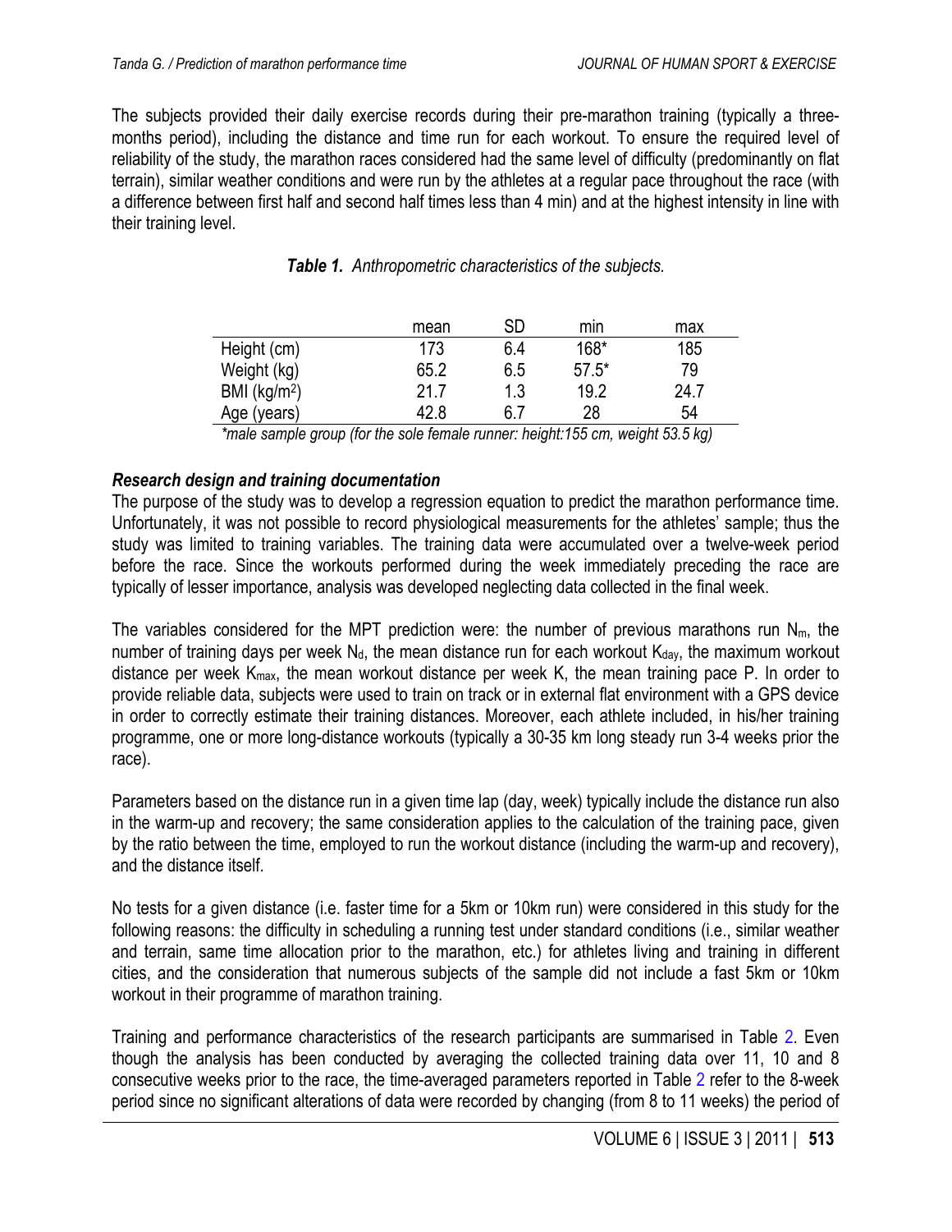The subjects provided their daily exercise records during their pre-marathon training (typically a three-months period), including the distance and time run for each workout. To ensure the required level of reliability of the study, the marathon races considered had the same level of difficulty (predominantly on flat terrain), similar weather conditions and were run by the athletes at a regular pace throughout the race (with a difference between first half and second half times less than 4 min) and at the highest intensity in line with their training level.

***Table 1.*** *Anthropometric characteristics of the subjects.*

| | mean | SD | min | max |
|---|---|---|---|---|
| Height (cm) | 173 | 6.4 | 168* | 185 |
| Weight (kg) | 65.2 | 6.5 | 57.5* | 79 |
| BMI ($kg/m^2$) | 21.7 | 1.3 | 19.2 | 24.7 |
| Age (years) | 42.8 | 6.7 | 28 | 54 |

*\*male sample group (for the sole female runner: height:155 cm, weight 53.5 kg)*

### *Research design and training documentation*

The purpose of the study was to develop a regression equation to predict the marathon performance time. Unfortunately, it was not possible to record physiological measurements for the athletes' sample; thus the study was limited to training variables. The training data were accumulated over a twelve-week period before the race. Since the workouts performed during the week immediately preceding the race are typically of lesser importance, analysis was developed neglecting data collected in the final week.

The variables considered for the MPT prediction were: the number of previous marathons run $N_m$, the number of training days per week $N_d$, the mean distance run for each workout $K_{day}$, the maximum workout distance per week $K_{max}$, the mean workout distance per week K, the mean training pace P. In order to provide reliable data, subjects were used to train on track or in external flat environment with a GPS device in order to correctly estimate their training distances. Moreover, each athlete included, in his/her training programme, one or more long-distance workouts (typically a 30-35 km long steady run 3-4 weeks prior the race).

Parameters based on the distance run in a given time lap (day, week) typically include the distance run also in the warm-up and recovery; the same consideration applies to the calculation of the training pace, given by the ratio between the time, employed to run the workout distance (including the warm-up and recovery), and the distance itself.

No tests for a given distance (i.e. faster time for a 5km or 10km run) were considered in this study for the following reasons: the difficulty in scheduling a running test under standard conditions (i.e., similar weather and terrain, same time allocation prior to the marathon, etc.) for athletes living and training in different cities, and the consideration that numerous subjects of the sample did not include a fast 5km or 10km workout in their programme of marathon training.

Training and performance characteristics of the research participants are summarised in Table 2. Even though the analysis has been conducted by averaging the collected training data over 11, 10 and 8 consecutive weeks prior to the race, the time-averaged parameters reported in Table 2 refer to the 8-week period since no significant alterations of data were recorded by changing (from 8 to 11 weeks) the period of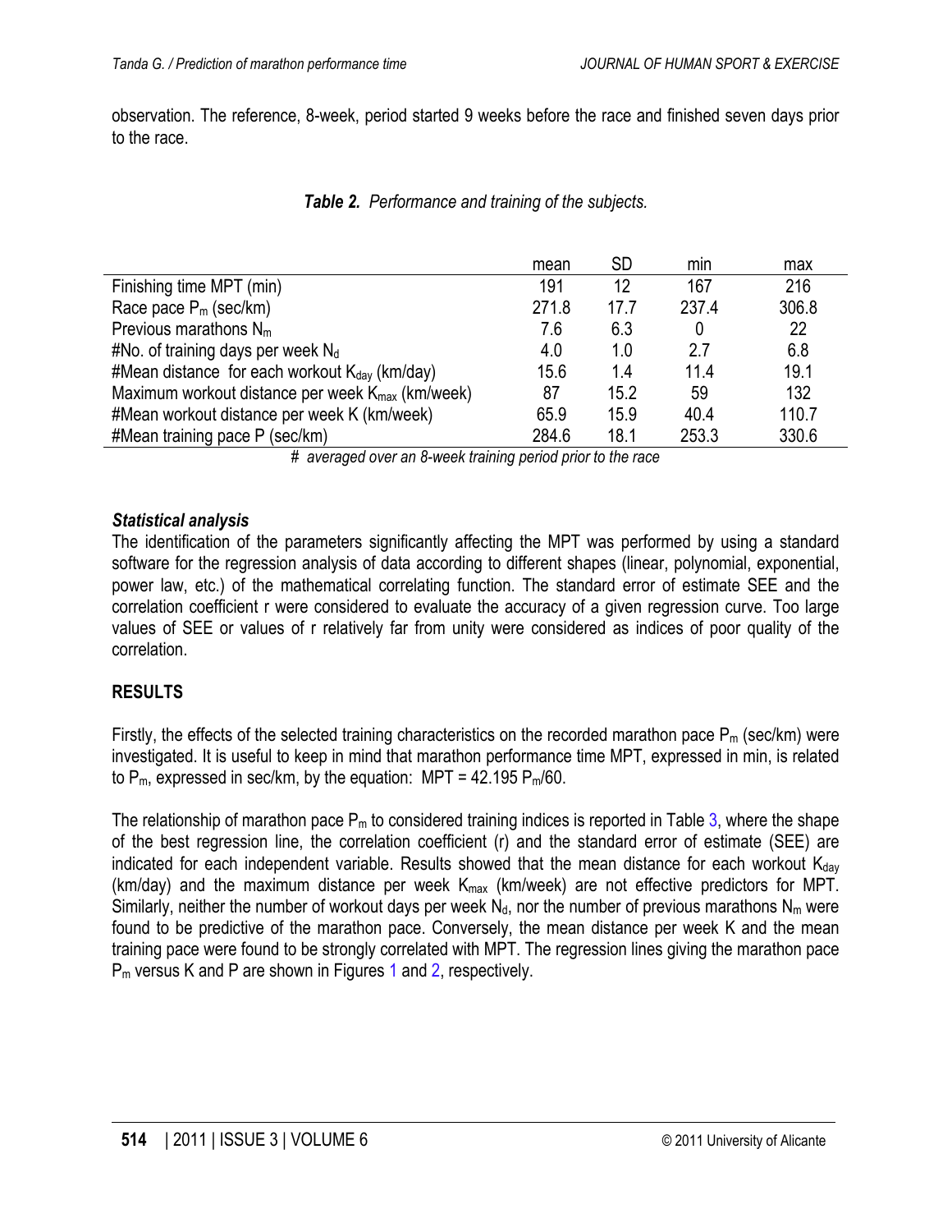observation. The reference, 8-week, period started 9 weeks before the race and finished seven days prior to the race.

***Table 2.*** *Performance and training of the subjects.*

| | mean | SD | min | max |
|---|---|---|---|---|
| Finishing time MPT (min) | 191 | 12 | 167 | 216 |
| Race pace $P_m$ (sec/km) | 271.8 | 17.7 | 237.4 | 306.8 |
| Previous marathons $N_m$ | 7.6 | 6.3 | 0 | 22 |
| #No. of training days per week $N_d$ | 4.0 | 1.0 | 2.7 | 6.8 |
| #Mean distance for each workout $K_{day}$ (km/day) | 15.6 | 1.4 | 11.4 | 19.1 |
| Maximum workout distance per week $K_{max}$ (km/week) | 87 | 15.2 | 59 | 132 |
| #Mean workout distance per week K (km/week) | 65.9 | 15.9 | 40.4 | 110.7 |
| #Mean training pace P (sec/km) | 284.6 | 18.1 | 253.3 | 330.6 |

*# averaged over an 8-week training period prior to the race*

### *Statistical analysis*

The identification of the parameters significantly affecting the MPT was performed by using a standard software for the regression analysis of data according to different shapes (linear, polynomial, exponential, power law, etc.) of the mathematical correlating function. The standard error of estimate SEE and the correlation coefficient r were considered to evaluate the accuracy of a given regression curve. Too large values of SEE or values of r relatively far from unity were considered as indices of poor quality of the correlation.

## RESULTS

Firstly, the effects of the selected training characteristics on the recorded marathon pace $P_m$ (sec/km) were investigated. It is useful to keep in mind that marathon performance time MPT, expressed in min, is related to $P_m$, expressed in sec/km, by the equation: $MPT = 42.195\ P_m/60$.

The relationship of marathon pace $P_m$ to considered training indices is reported in Table 3, where the shape of the best regression line, the correlation coefficient (r) and the standard error of estimate (SEE) are indicated for each independent variable. Results showed that the mean distance for each workout $K_{day}$ (km/day) and the maximum distance per week $K_{max}$ (km/week) are not effective predictors for MPT. Similarly, neither the number of workout days per week $N_d$, nor the number of previous marathons $N_m$ were found to be predictive of the marathon pace. Conversely, the mean distance per week K and the mean training pace were found to be strongly correlated with MPT. The regression lines giving the marathon pace $P_m$ versus K and P are shown in Figures 1 and 2, respectively.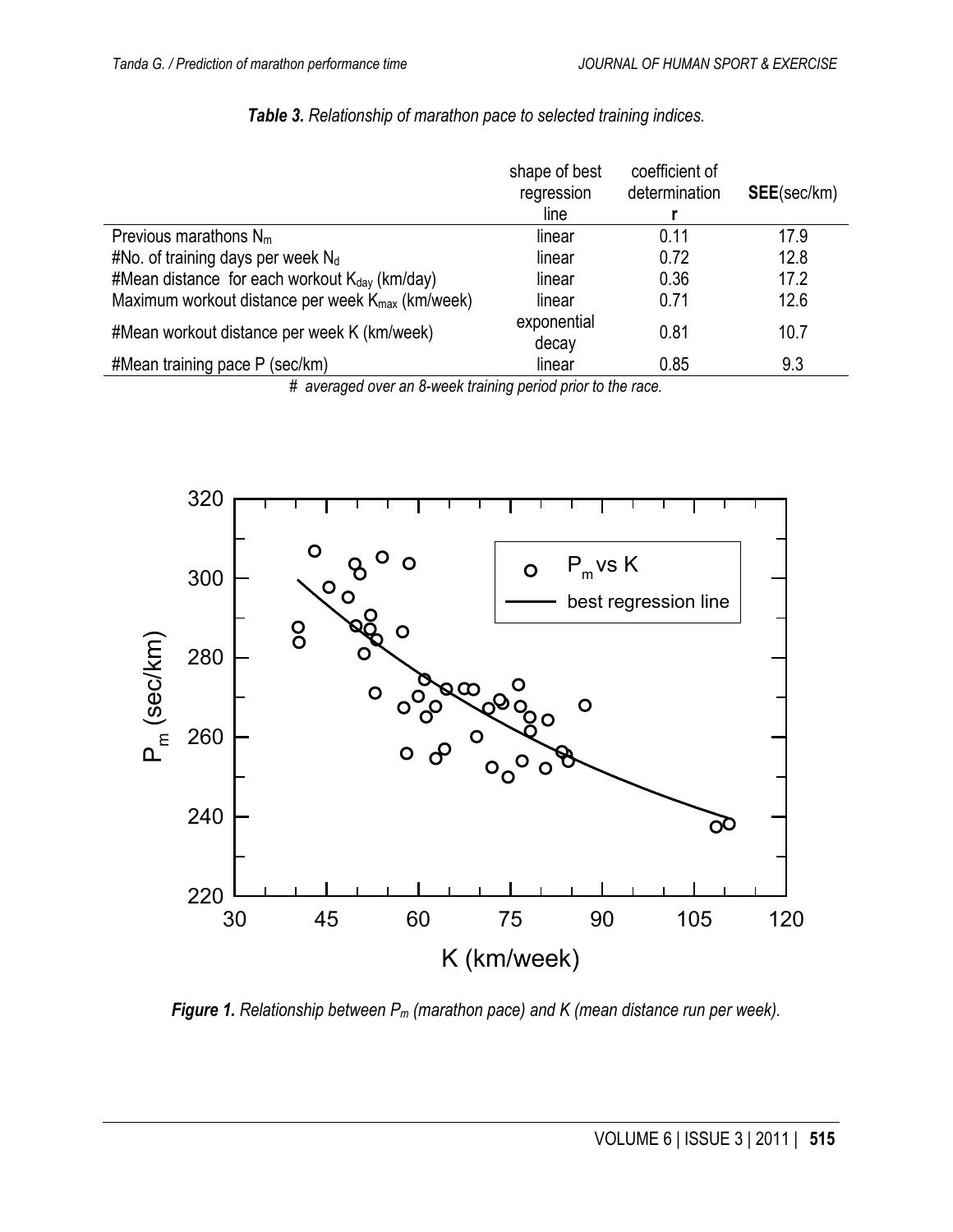***Table 3.** Relationship of marathon pace to selected training indices.*

| | shape of best regression line | coefficient of determination **r** | **SEE**(sec/km) |
|---|---|---|---|
| Previous marathons $N_m$ | linear | 0.11 | 17.9 |
| #No. of training days per week $N_d$ | linear | 0.72 | 12.8 |
| #Mean distance for each workout $K_{day}$ (km/day) | linear | 0.36 | 17.2 |
| Maximum workout distance per week $K_{max}$ (km/week) | linear | 0.71 | 12.6 |
| #Mean workout distance per week K (km/week) | exponential decay | 0.81 | 10.7 |
| #Mean training pace P (sec/km) | linear | 0.85 | 9.3 |

*# averaged over an 8-week training period prior to the race.*

***Figure 1.** Relationship between $P_m$ (marathon pace) and K (mean distance run per week).*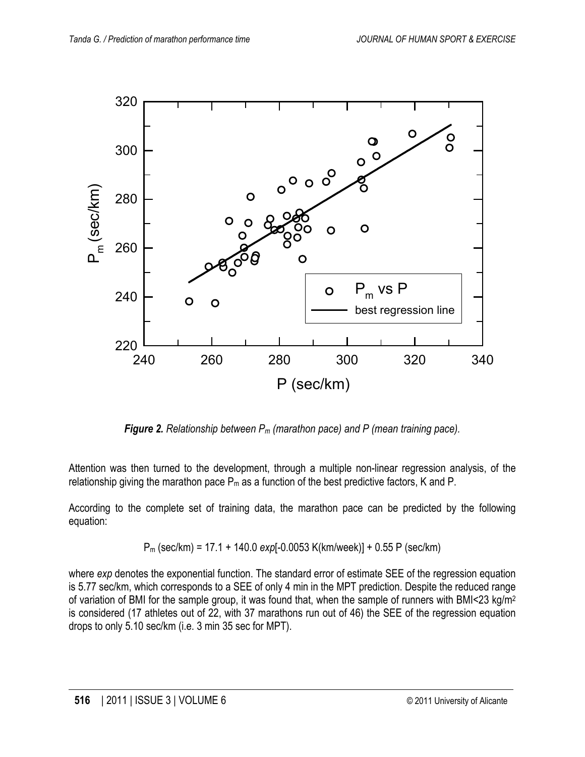*Figure 2. Relationship between $P_m$ (marathon pace) and P (mean training pace).*

Attention was then turned to the development, through a multiple non-linear regression analysis, of the relationship giving the marathon pace $P_m$ as a function of the best predictive factors, K and P.

According to the complete set of training data, the marathon pace can be predicted by the following equation:

$$P_m \text{ (sec/km)} = 17.1 + 140.0 \, exp[-0.0053 \text{ K(km/week)}] + 0.55 \text{ P (sec/km)}$$

where *exp* denotes the exponential function. The standard error of estimate SEE of the regression equation is 5.77 sec/km, which corresponds to a SEE of only 4 min in the MPT prediction. Despite the reduced range of variation of BMI for the sample group, it was found that, when the sample of runners with BMI<23 kg/m$^2$ is considered (17 athletes out of 22, with 37 marathons run out of 46) the SEE of the regression equation drops to only 5.10 sec/km (i.e. 3 min 35 sec for MPT).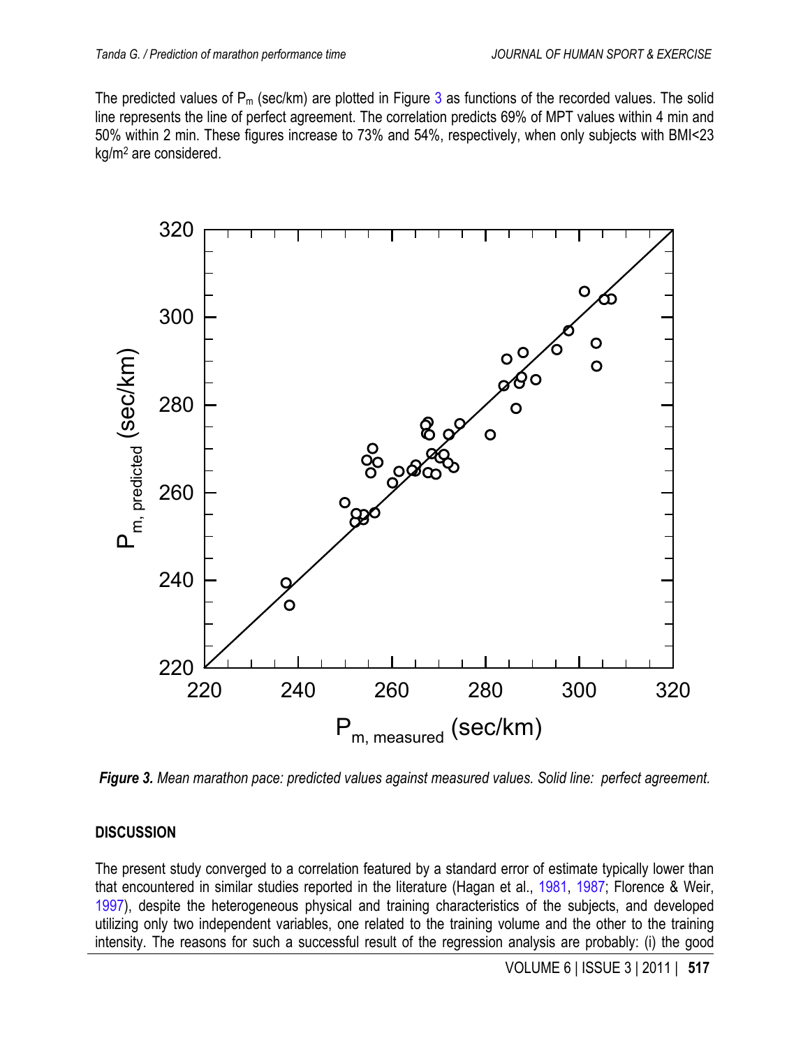The predicted values of $P_m$ (sec/km) are plotted in Figure 3 as functions of the recorded values. The solid line represents the line of perfect agreement. The correlation predicts 69% of MPT values within 4 min and 50% within 2 min. These figures increase to 73% and 54%, respectively, when only subjects with BMI<23 kg/m$^2$ are considered.

***Figure 3.*** *Mean marathon pace: predicted values against measured values. Solid line: perfect agreement.*

## DISCUSSION

The present study converged to a correlation featured by a standard error of estimate typically lower than that encountered in similar studies reported in the literature (Hagan et al., 1981, 1987; Florence & Weir, 1997), despite the heterogeneous physical and training characteristics of the subjects, and developed utilizing only two independent variables, one related to the training volume and the other to the training intensity. The reasons for such a successful result of the regression analysis are probably: (i) the good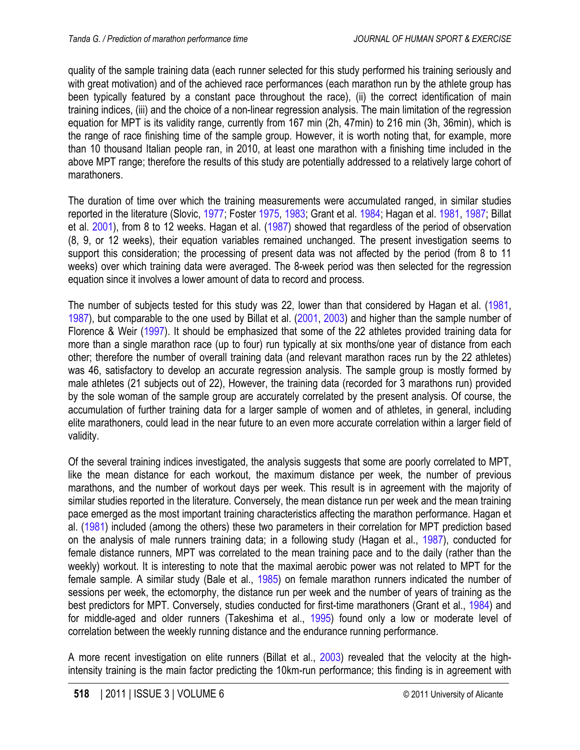quality of the sample training data (each runner selected for this study performed his training seriously and with great motivation) and of the achieved race performances (each marathon run by the athlete group has been typically featured by a constant pace throughout the race), (ii) the correct identification of main training indices, (iii) and the choice of a non-linear regression analysis. The main limitation of the regression equation for MPT is its validity range, currently from 167 min (2h, 47min) to 216 min (3h, 36min), which is the range of race finishing time of the sample group. However, it is worth noting that, for example, more than 10 thousand Italian people ran, in 2010, at least one marathon with a finishing time included in the above MPT range; therefore the results of this study are potentially addressed to a relatively large cohort of marathoners.

The duration of time over which the training measurements were accumulated ranged, in similar studies reported in the literature (Slovic, 1977; Foster 1975, 1983; Grant et al. 1984; Hagan et al. 1981, 1987; Billat et al. 2001), from 8 to 12 weeks. Hagan et al. (1987) showed that regardless of the period of observation (8, 9, or 12 weeks), their equation variables remained unchanged. The present investigation seems to support this consideration; the processing of present data was not affected by the period (from 8 to 11 weeks) over which training data were averaged. The 8-week period was then selected for the regression equation since it involves a lower amount of data to record and process.

The number of subjects tested for this study was 22, lower than that considered by Hagan et al. (1981, 1987), but comparable to the one used by Billat et al. (2001, 2003) and higher than the sample number of Florence & Weir (1997). It should be emphasized that some of the 22 athletes provided training data for more than a single marathon race (up to four) run typically at six months/one year of distance from each other; therefore the number of overall training data (and relevant marathon races run by the 22 athletes) was 46, satisfactory to develop an accurate regression analysis. The sample group is mostly formed by male athletes (21 subjects out of 22), However, the training data (recorded for 3 marathons run) provided by the sole woman of the sample group are accurately correlated by the present analysis. Of course, the accumulation of further training data for a larger sample of women and of athletes, in general, including elite marathoners, could lead in the near future to an even more accurate correlation within a larger field of validity.

Of the several training indices investigated, the analysis suggests that some are poorly correlated to MPT, like the mean distance for each workout, the maximum distance per week, the number of previous marathons, and the number of workout days per week. This result is in agreement with the majority of similar studies reported in the literature. Conversely, the mean distance run per week and the mean training pace emerged as the most important training characteristics affecting the marathon performance. Hagan et al. (1981) included (among the others) these two parameters in their correlation for MPT prediction based on the analysis of male runners training data; in a following study (Hagan et al., 1987), conducted for female distance runners, MPT was correlated to the mean training pace and to the daily (rather than the weekly) workout. It is interesting to note that the maximal aerobic power was not related to MPT for the female sample. A similar study (Bale et al., 1985) on female marathon runners indicated the number of sessions per week, the ectomorphy, the distance run per week and the number of years of training as the best predictors for MPT. Conversely, studies conducted for first-time marathoners (Grant et al., 1984) and for middle-aged and older runners (Takeshima et al., 1995) found only a low or moderate level of correlation between the weekly running distance and the endurance running performance.

A more recent investigation on elite runners (Billat et al., 2003) revealed that the velocity at the high-intensity training is the main factor predicting the 10km-run performance; this finding is in agreement with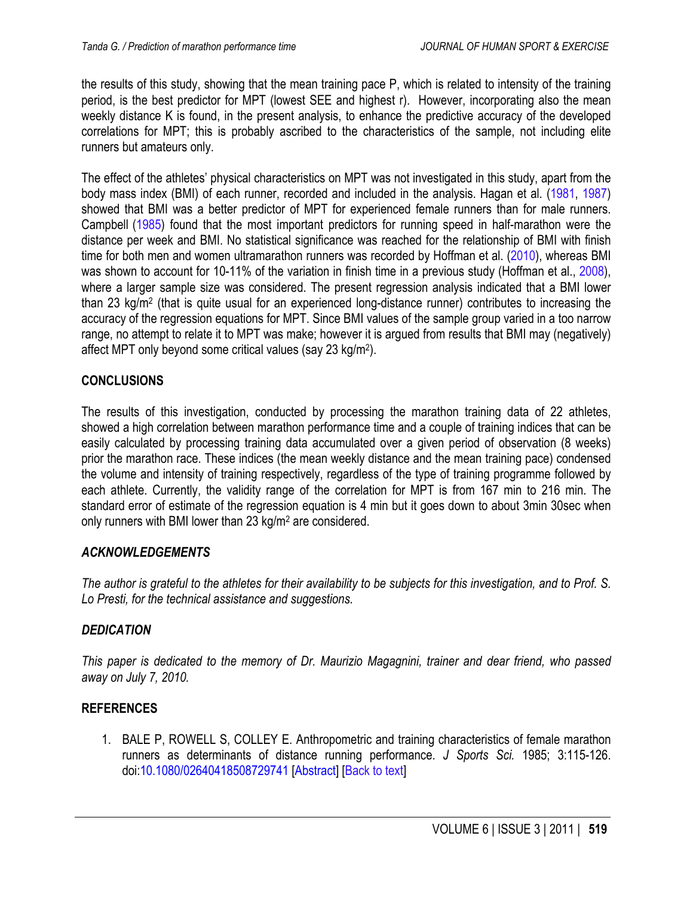the results of this study, showing that the mean training pace P, which is related to intensity of the training period, is the best predictor for MPT (lowest SEE and highest r). However, incorporating also the mean weekly distance K is found, in the present analysis, to enhance the predictive accuracy of the developed correlations for MPT; this is probably ascribed to the characteristics of the sample, not including elite runners but amateurs only.

The effect of the athletes' physical characteristics on MPT was not investigated in this study, apart from the body mass index (BMI) of each runner, recorded and included in the analysis. Hagan et al. (1981, 1987) showed that BMI was a better predictor of MPT for experienced female runners than for male runners. Campbell (1985) found that the most important predictors for running speed in half-marathon were the distance per week and BMI. No statistical significance was reached for the relationship of BMI with finish time for both men and women ultramarathon runners was recorded by Hoffman et al. (2010), whereas BMI was shown to account for 10-11% of the variation in finish time in a previous study (Hoffman et al., 2008), where a larger sample size was considered. The present regression analysis indicated that a BMI lower than 23 kg/m$^2$ (that is quite usual for an experienced long-distance runner) contributes to increasing the accuracy of the regression equations for MPT. Since BMI values of the sample group varied in a too narrow range, no attempt to relate it to MPT was make; however it is argued from results that BMI may (negatively) affect MPT only beyond some critical values (say 23 kg/m$^2$).

## CONCLUSIONS

The results of this investigation, conducted by processing the marathon training data of 22 athletes, showed a high correlation between marathon performance time and a couple of training indices that can be easily calculated by processing training data accumulated over a given period of observation (8 weeks) prior the marathon race. These indices (the mean weekly distance and the mean training pace) condensed the volume and intensity of training respectively, regardless of the type of training programme followed by each athlete. Currently, the validity range of the correlation for MPT is from 167 min to 216 min. The standard error of estimate of the regression equation is 4 min but it goes down to about 3min 30sec when only runners with BMI lower than 23 kg/m$^2$ are considered.

## *ACKNOWLEDGEMENTS*

*The author is grateful to the athletes for their availability to be subjects for this investigation, and to Prof. S. Lo Presti, for the technical assistance and suggestions.*

## *DEDICATION*

*This paper is dedicated to the memory of Dr. Maurizio Magagnini, trainer and dear friend, who passed away on July 7, 2010.*

## REFERENCES

1. BALE P, ROWELL S, COLLEY E. Anthropometric and training characteristics of female marathon runners as determinants of distance running performance. *J Sports Sci.* 1985; 3:115-126. doi:10.1080/02640418508729741 [Abstract] [Back to text]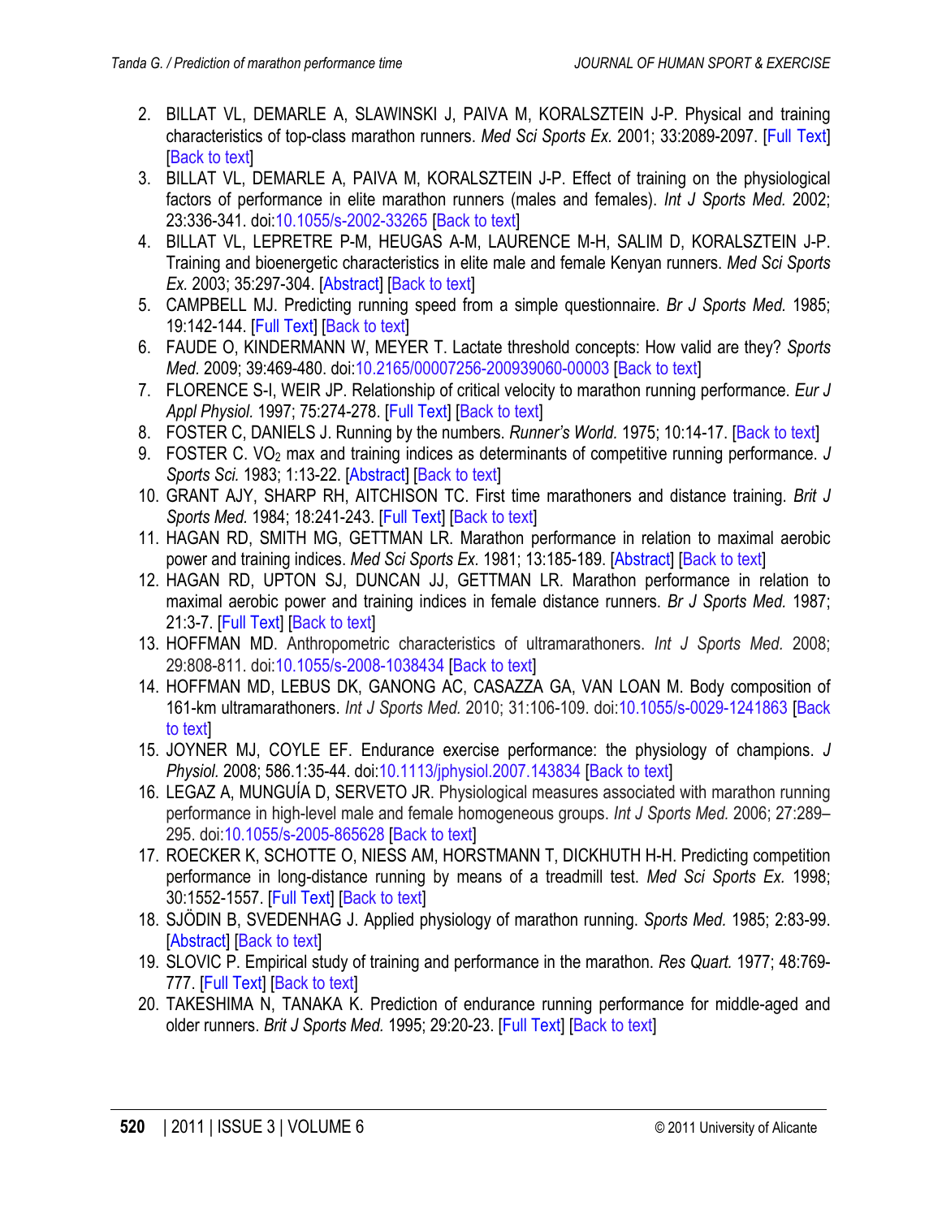2. BILLAT VL, DEMARLE A, SLAWINSKI J, PAIVA M, KORALSZTEIN J-P. Physical and training characteristics of top-class marathon runners. *Med Sci Sports Ex.* 2001; 33:2089-2097. [Full Text] [Back to text]
3. BILLAT VL, DEMARLE A, PAIVA M, KORALSZTEIN J-P. Effect of training on the physiological factors of performance in elite marathon runners (males and females). *Int J Sports Med.* 2002; 23:336-341. doi:10.1055/s-2002-33265 [Back to text]
4. BILLAT VL, LEPRETRE P-M, HEUGAS A-M, LAURENCE M-H, SALIM D, KORALSZTEIN J-P. Training and bioenergetic characteristics in elite male and female Kenyan runners. *Med Sci Sports Ex.* 2003; 35:297-304. [Abstract] [Back to text]
5. CAMPBELL MJ. Predicting running speed from a simple questionnaire. *Br J Sports Med.* 1985; 19:142-144. [Full Text] [Back to text]
6. FAUDE O, KINDERMANN W, MEYER T. Lactate threshold concepts: How valid are they? *Sports Med.* 2009; 39:469-480. doi:10.2165/00007256-200939060-00003 [Back to text]
7. FLORENCE S-I, WEIR JP. Relationship of critical velocity to marathon running performance. *Eur J Appl Physiol.* 1997; 75:274-278. [Full Text] [Back to text]
8. FOSTER C, DANIELS J. Running by the numbers. *Runner's World.* 1975; 10:14-17. [Back to text]
9. FOSTER C. $VO_2$ max and training indices as determinants of competitive running performance. *J Sports Sci.* 1983; 1:13-22. [Abstract] [Back to text]
10. GRANT AJY, SHARP RH, AITCHISON TC. First time marathoners and distance training. *Brit J Sports Med.* 1984; 18:241-243. [Full Text] [Back to text]
11. HAGAN RD, SMITH MG, GETTMAN LR. Marathon performance in relation to maximal aerobic power and training indices. *Med Sci Sports Ex.* 1981; 13:185-189. [Abstract] [Back to text]
12. HAGAN RD, UPTON SJ, DUNCAN JJ, GETTMAN LR. Marathon performance in relation to maximal aerobic power and training indices in female distance runners. *Br J Sports Med.* 1987; 21:3-7. [Full Text] [Back to text]
13. HOFFMAN MD. Anthropometric characteristics of ultramarathoners. *Int J Sports Med.* 2008; 29:808-811. doi:10.1055/s-2008-1038434 [Back to text]
14. HOFFMAN MD, LEBUS DK, GANONG AC, CASAZZA GA, VAN LOAN M. Body composition of 161-km ultramarathoners. *Int J Sports Med.* 2010; 31:106-109. doi:10.1055/s-0029-1241863 [Back to text]
15. JOYNER MJ, COYLE EF. Endurance exercise performance: the physiology of champions. *J Physiol.* 2008; 586.1:35-44. doi:10.1113/jphysiol.2007.143834 [Back to text]
16. LEGAZ A, MUNGUÍA D, SERVETO JR. Physiological measures associated with marathon running performance in high-level male and female homogeneous groups. *Int J Sports Med.* 2006; 27:289–295. doi:10.1055/s-2005-865628 [Back to text]
17. ROECKER K, SCHOTTE O, NIESS AM, HORSTMANN T, DICKHUTH H-H. Predicting competition performance in long-distance running by means of a treadmill test. *Med Sci Sports Ex.* 1998; 30:1552-1557. [Full Text] [Back to text]
18. SJÖDIN B, SVEDENHAG J. Applied physiology of marathon running. *Sports Med.* 1985; 2:83-99. [Abstract] [Back to text]
19. SLOVIC P. Empirical study of training and performance in the marathon. *Res Quart.* 1977; 48:769-777. [Full Text] [Back to text]
20. TAKESHIMA N, TANAKA K. Prediction of endurance running performance for middle-aged and older runners. *Brit J Sports Med.* 1995; 29:20-23. [Full Text] [Back to text]